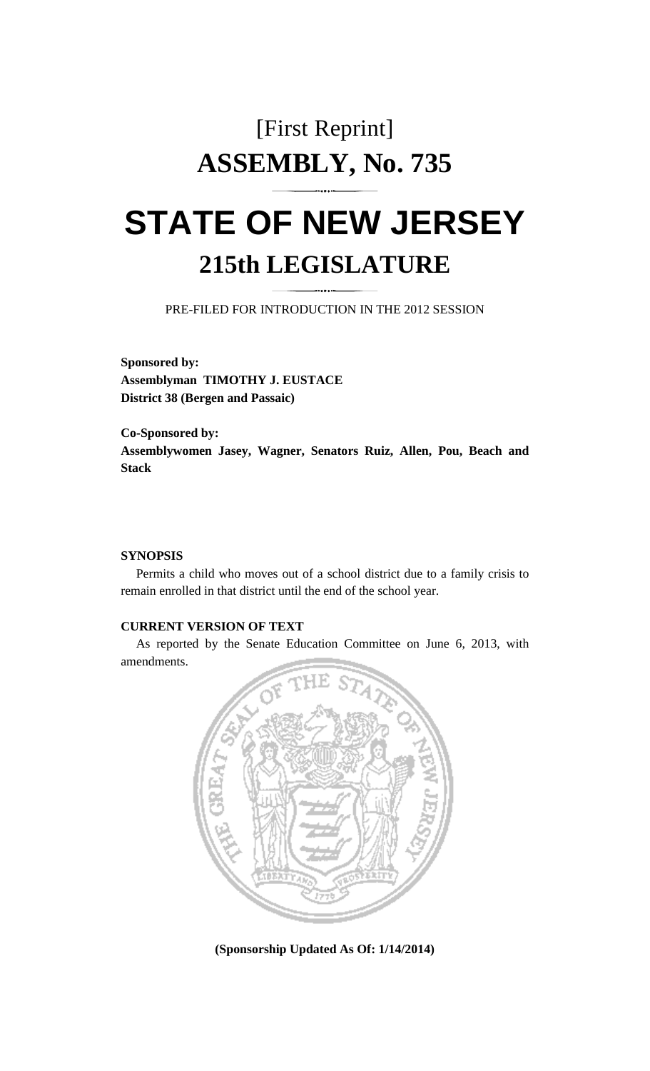[First Reprint]

# ASSEMBLY, No. 735

# STATE OF NEW JERSEY

## 215th LEGISLATURE

PRE-FILED FOR INTRODUCTION IN THE 2012 SESSION

**Sponsored by:**
**Assemblyman TIMOTHY J. EUSTACE**
**District 38 (Bergen and Passaic)**

**Co-Sponsored by:**
**Assemblywomen Jasey, Wagner, Senators Ruiz, Allen, Pou, Beach and Stack**

**SYNOPSIS**

Permits a child who moves out of a school district due to a family crisis to remain enrolled in that district until the end of the school year.

**CURRENT VERSION OF TEXT**

As reported by the Senate Education Committee on June 6, 2013, with amendments.

**(Sponsorship Updated As Of: 1/14/2014)**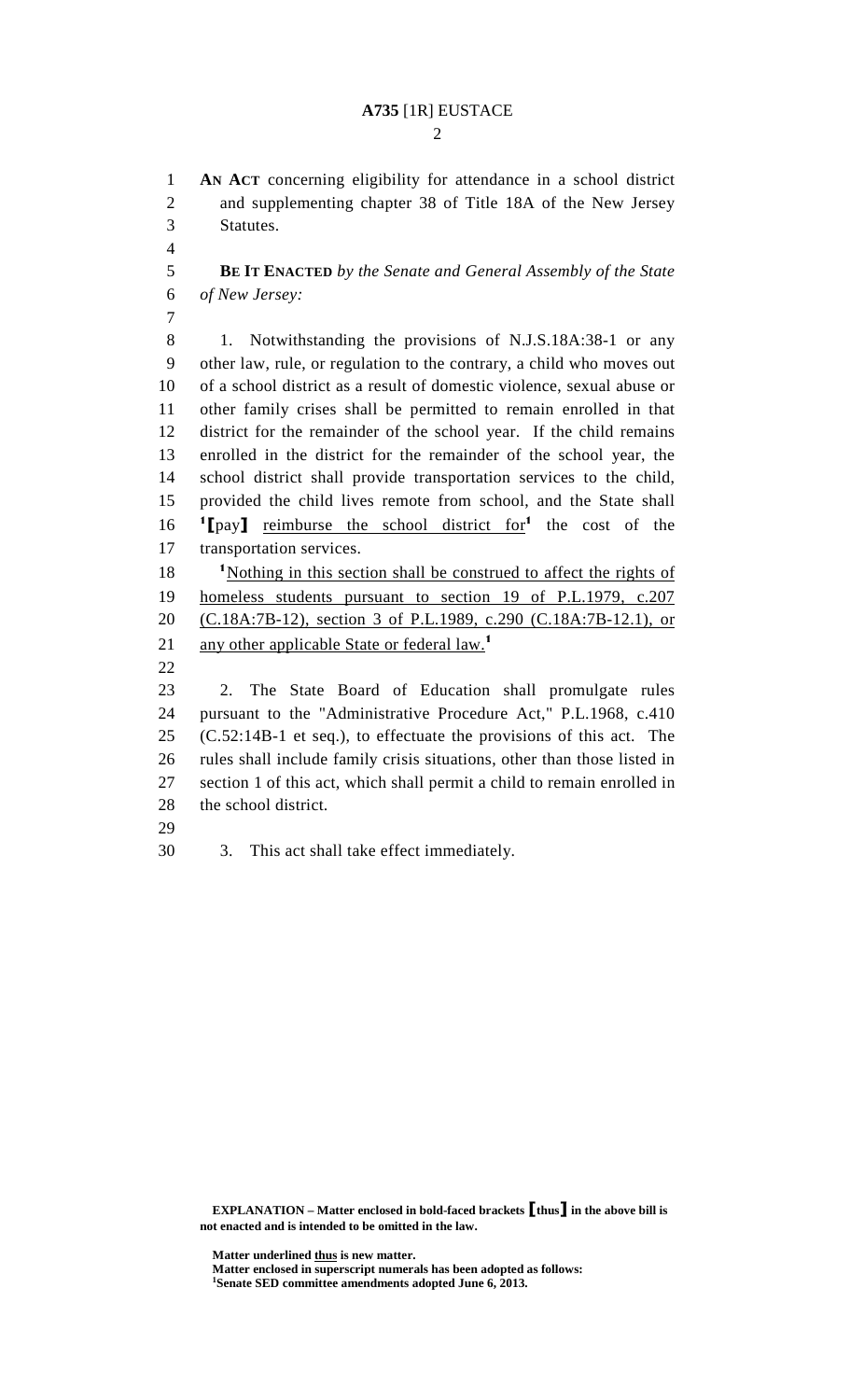**AN ACT** concerning eligibility for attendance in a school district and supplementing chapter 38 of Title 18A of the New Jersey Statutes.

**BE IT ENACTED** *by the Senate and General Assembly of the State of New Jersey:*

1. Notwithstanding the provisions of N.J.S.18A:38-1 or any other law, rule, or regulation to the contrary, a child who moves out of a school district as a result of domestic violence, sexual abuse or other family crises shall be permitted to remain enrolled in that district for the remainder of the school year. If the child remains enrolled in the district for the remainder of the school year, the school district shall provide transportation services to the child, provided the child lives remote from school, and the State shall [1] **[**pay**]** reimburse the school district for[1] the cost of the transportation services.

[1] Nothing in this section shall be construed to affect the rights of homeless students pursuant to section 19 of P.L.1979, c.207 (C.18A:7B-12), section 3 of P.L.1989, c.290 (C.18A:7B-12.1), or any other applicable State or federal law.[1]

2. The State Board of Education shall promulgate rules pursuant to the "Administrative Procedure Act," P.L.1968, c.410 (C.52:14B-1 et seq.), to effectuate the provisions of this act. The rules shall include family crisis situations, other than those listed in section 1 of this act, which shall permit a child to remain enrolled in the school district.

3. This act shall take effect immediately.

**EXPLANATION – Matter enclosed in bold-faced brackets [thus] in the above bill is not enacted and is intended to be omitted in the law.**

**Matter underlined thus is new matter.**
**Matter enclosed in superscript numerals has been adopted as follows:**
**[1] Senate SED committee amendments adopted June 6, 2013.**